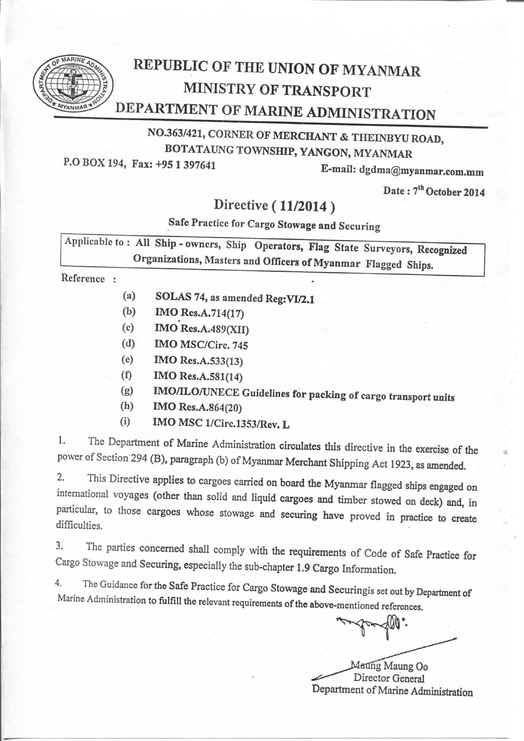# REPUBLIC OF THE UNION OF MYANMAR
## MINISTRY OF TRANSPORT
## DEPARTMENT OF MARINE ADMINISTRATION

**NO.363/421, CORNER OF MERCHANT & THEINBYU ROAD, BOTATAUNG TOWNSHIP, YANGON, MYANMAR**

**P.O BOX 194, Fax: +95 1 397641** **E-mail: dgdma@myanmar.com.mm**

**Date : 7th October 2014**

## Directive ( 11/2014 )

**Safe Practice for Cargo Stowage and Securing**

| Applicable to : All Ship - owners, Ship Operators, Flag State Surveyors, Recognized Organizations, Masters and Officers of Myanmar Flagged Ships. |
|---|

Reference :

- (a) **SOLAS 74, as amended Reg:VI/2.1**
- (b) **IMO Res.A.714(17)**
- (c) **IMO Res.A.489(XII)**
- (d) **IMO MSC/Circ. 745**
- (e) **IMO Res.A.533(13)**
- (f) **IMO Res.A.581(14)**
- (g) **IMO/ILO/UNECE Guidelines for packing of cargo transport units**
- (h) **IMO Res.A.864(20)**
- (i) **IMO MSC 1/Circ.1353/Rev. L**

1. The Department of Marine Administration circulates this directive in the exercise of the power of Section 294 (B), paragraph (b) of Myanmar Merchant Shipping Act 1923, as amended.

2. This Directive applies to cargoes carried on board the Myanmar flagged ships engaged on international voyages (other than solid and liquid cargoes and timber stowed on deck) and, in particular, to those cargoes whose stowage and securing have proved in practice to create difficulties.

3. The parties concerned shall comply with the requirements of Code of Safe Practice for Cargo Stowage and Securing, especially the sub-chapter 1.9 Cargo Information.

4. The Guidance for the Safe Practice for Cargo Stowage and Securingis set out by Department of Marine Administration to fulfill the relevant requirements of the above-mentioned references.

Maung Maung Oo
Director General
Department of Marine Administration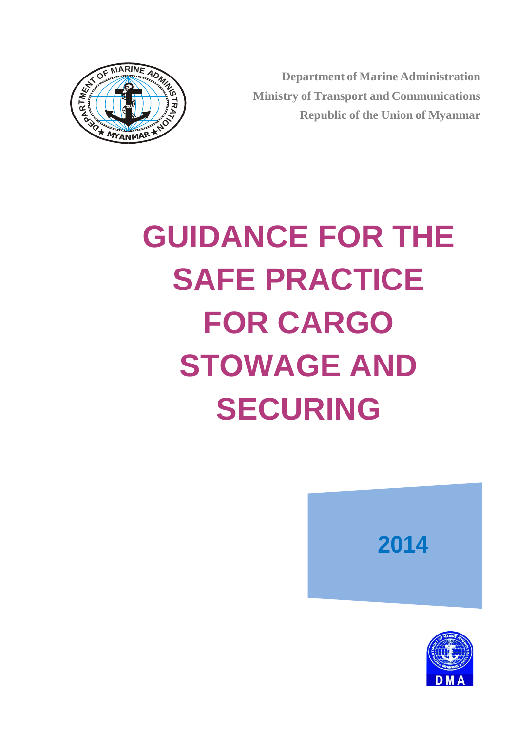**Department of Marine Administration**
**Ministry of Transport and Communications**
**Republic of the Union of Myanmar**

# GUIDANCE FOR THE SAFE PRACTICE FOR CARGO STOWAGE AND SECURING

2014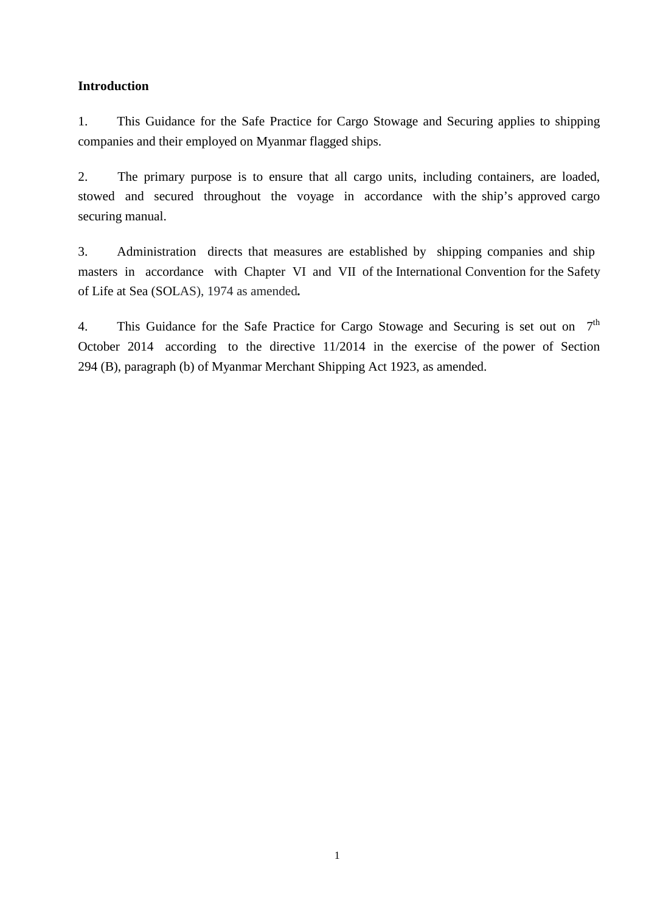**Introduction**

1. This Guidance for the Safe Practice for Cargo Stowage and Securing applies to shipping companies and their employed on Myanmar flagged ships.

2. The primary purpose is to ensure that all cargo units, including containers, are loaded, stowed and secured throughout the voyage in accordance with the ship's approved cargo securing manual.

3. Administration directs that measures are established by shipping companies and ship masters in accordance with Chapter VI and VII of the International Convention for the Safety of Life at Sea (SOLAS), 1974 as amended**.**

4. This Guidance for the Safe Practice for Cargo Stowage and Securing is set out on 7th October 2014 according to the directive 11/2014 in the exercise of the power of Section 294 (B), paragraph (b) of Myanmar Merchant Shipping Act 1923, as amended.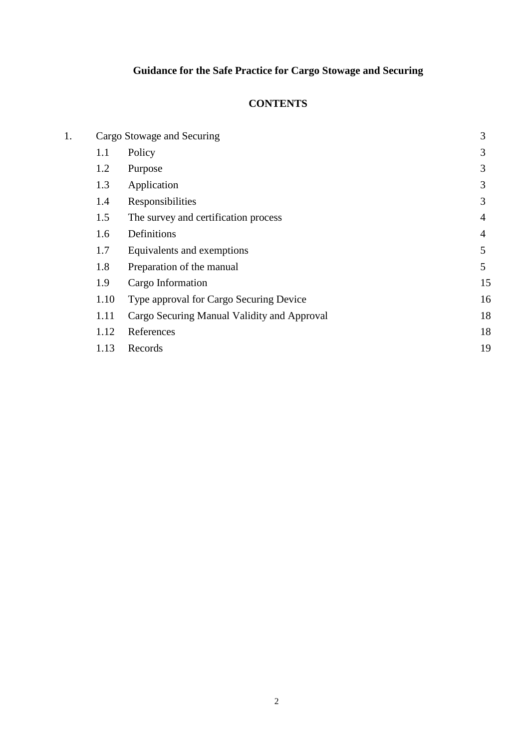# Guidance for the Safe Practice for Cargo Stowage and Securing

## CONTENTS

| | | | |
|---|---|---|---|
| 1. | Cargo Stowage and Securing | | 3 |
| | 1.1 | Policy | 3 |
| | 1.2 | Purpose | 3 |
| | 1.3 | Application | 3 |
| | 1.4 | Responsibilities | 3 |
| | 1.5 | The survey and certification process | 4 |
| | 1.6 | Definitions | 4 |
| | 1.7 | Equivalents and exemptions | 5 |
| | 1.8 | Preparation of the manual | 5 |
| | 1.9 | Cargo Information | 15 |
| | 1.10 | Type approval for Cargo Securing Device | 16 |
| | 1.11 | Cargo Securing Manual Validity and Approval | 18 |
| | 1.12 | References | 18 |
| | 1.13 | Records | 19 |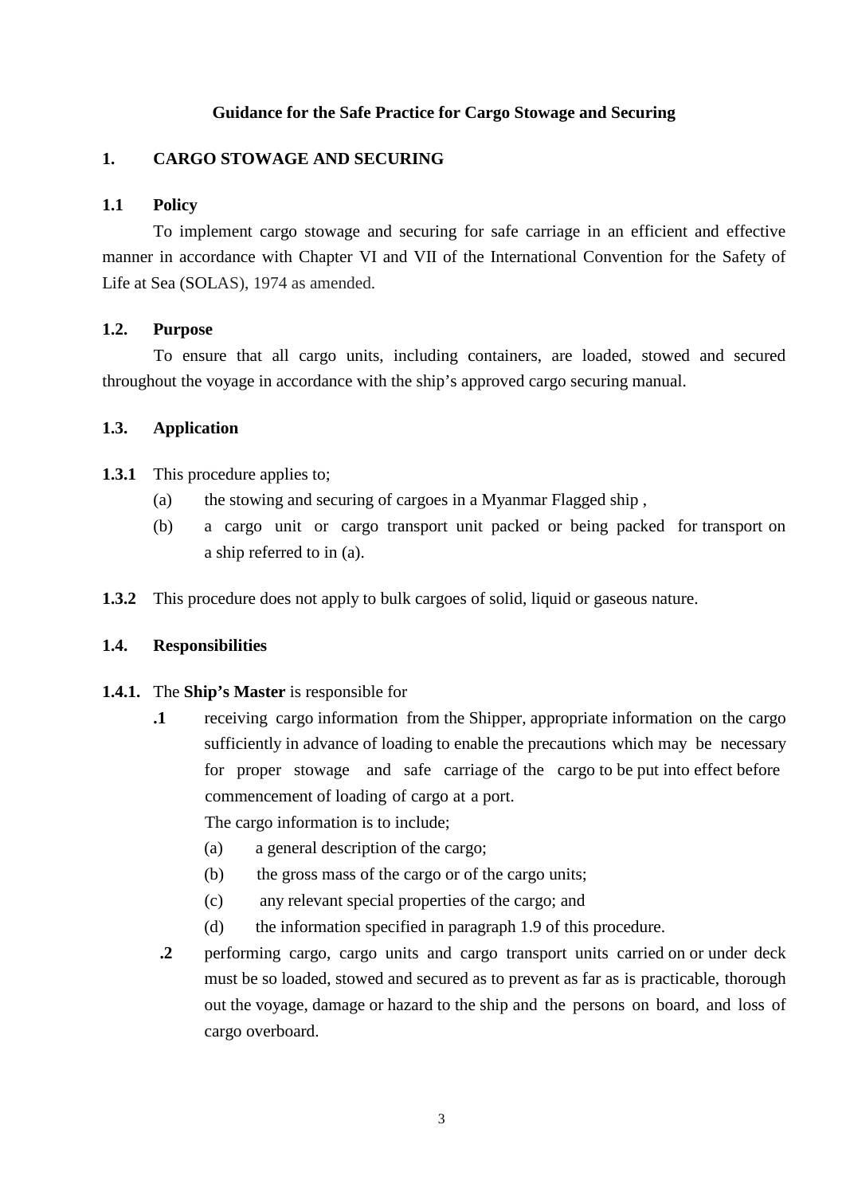**Guidance for the Safe Practice for Cargo Stowage and Securing**

## 1. CARGO STOWAGE AND SECURING

### 1.1 Policy

To implement cargo stowage and securing for safe carriage in an efficient and effective manner in accordance with Chapter VI and VII of the International Convention for the Safety of Life at Sea (SOLAS), 1974 as amended.

### 1.2. Purpose

To ensure that all cargo units, including containers, are loaded, stowed and secured throughout the voyage in accordance with the ship's approved cargo securing manual.

### 1.3. Application

**1.3.1** This procedure applies to;

(a) the stowing and securing of cargoes in a Myanmar Flagged ship ,

(b) a cargo unit or cargo transport unit packed or being packed for transport on a ship referred to in (a).

**1.3.2** This procedure does not apply to bulk cargoes of solid, liquid or gaseous nature.

### 1.4. Responsibilities

**1.4.1.** The **Ship's Master** is responsible for

**.1** receiving cargo information from the Shipper, appropriate information on the cargo sufficiently in advance of loading to enable the precautions which may be necessary for proper stowage and safe carriage of the cargo to be put into effect before commencement of loading of cargo at a port.

The cargo information is to include;

(a) a general description of the cargo;

(b) the gross mass of the cargo or of the cargo units;

(c) any relevant special properties of the cargo; and

(d) the information specified in paragraph 1.9 of this procedure.

**.2** performing cargo, cargo units and cargo transport units carried on or under deck must be so loaded, stowed and secured as to prevent as far as is practicable, thorough out the voyage, damage or hazard to the ship and the persons on board, and loss of cargo overboard.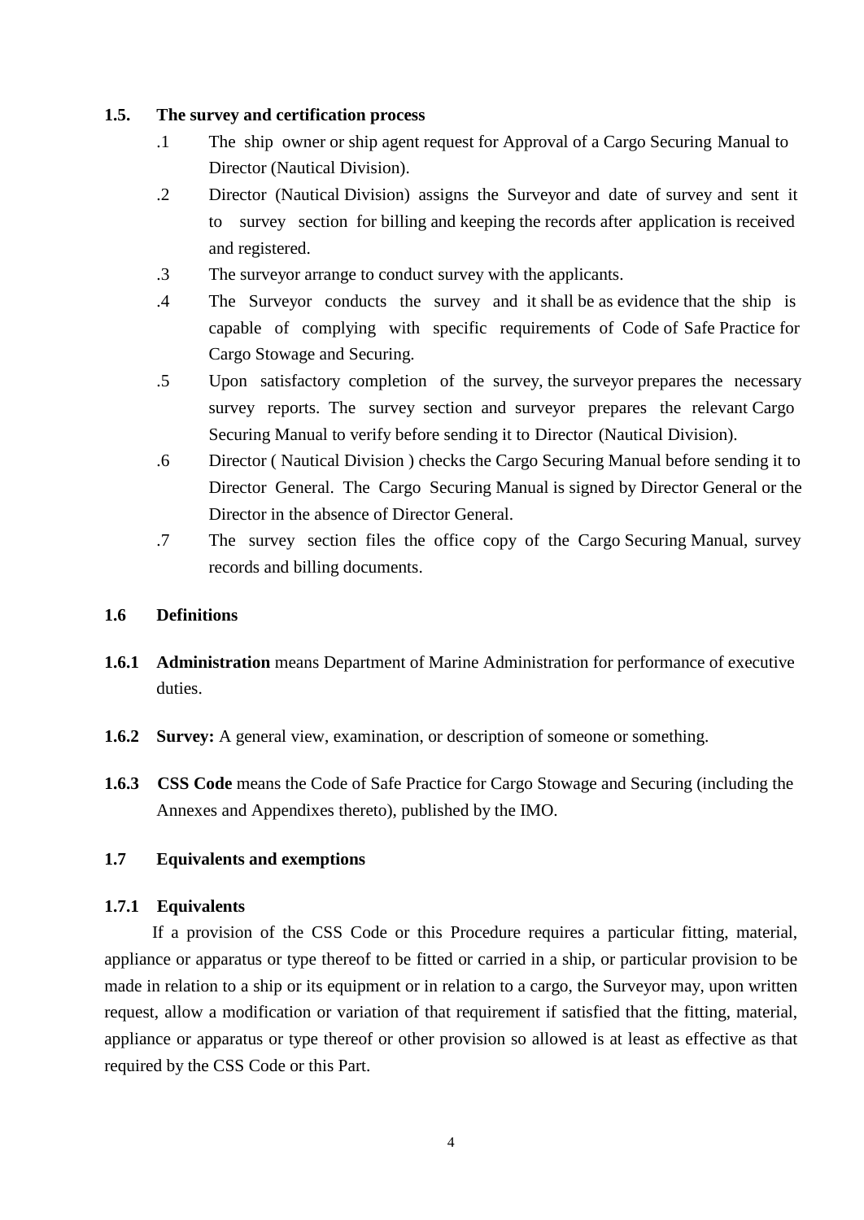## 1.5. The survey and certification process

.1 The ship owner or ship agent request for Approval of a Cargo Securing Manual to Director (Nautical Division).

.2 Director (Nautical Division) assigns the Surveyor and date of survey and sent it to survey section for billing and keeping the records after application is received and registered.

.3 The surveyor arrange to conduct survey with the applicants.

.4 The Surveyor conducts the survey and it shall be as evidence that the ship is capable of complying with specific requirements of Code of Safe Practice for Cargo Stowage and Securing.

.5 Upon satisfactory completion of the survey, the surveyor prepares the necessary survey reports. The survey section and surveyor prepares the relevant Cargo Securing Manual to verify before sending it to Director (Nautical Division).

.6 Director ( Nautical Division ) checks the Cargo Securing Manual before sending it to Director General. The Cargo Securing Manual is signed by Director General or the Director in the absence of Director General.

.7 The survey section files the office copy of the Cargo Securing Manual, survey records and billing documents.

## 1.6 Definitions

**1.6.1 Administration** means Department of Marine Administration for performance of executive duties.

**1.6.2 Survey:** A general view, examination, or description of someone or something.

**1.6.3 CSS Code** means the Code of Safe Practice for Cargo Stowage and Securing (including the Annexes and Appendixes thereto), published by the IMO.

## 1.7 Equivalents and exemptions

### 1.7.1 Equivalents

If a provision of the CSS Code or this Procedure requires a particular fitting, material, appliance or apparatus or type thereof to be fitted or carried in a ship, or particular provision to be made in relation to a ship or its equipment or in relation to a cargo, the Surveyor may, upon written request, allow a modification or variation of that requirement if satisfied that the fitting, material, appliance or apparatus or type thereof or other provision so allowed is at least as effective as that required by the CSS Code or this Part.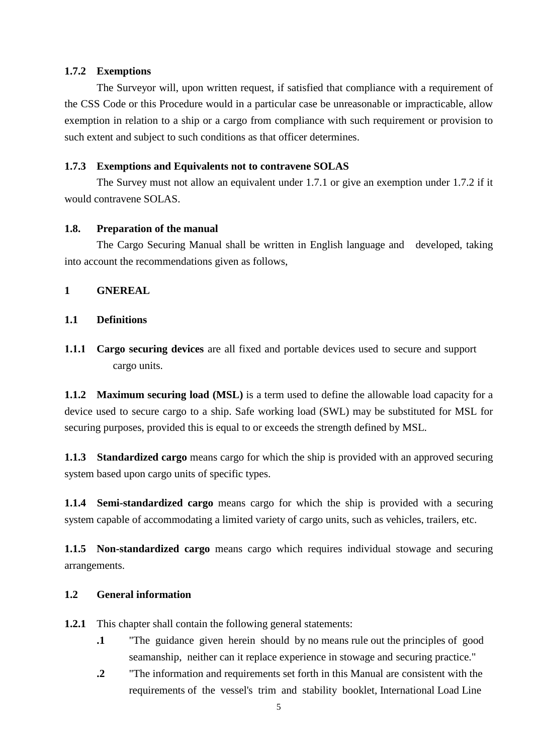**1.7.2 Exemptions**

The Surveyor will, upon written request, if satisfied that compliance with a requirement of the CSS Code or this Procedure would in a particular case be unreasonable or impracticable, allow exemption in relation to a ship or a cargo from compliance with such requirement or provision to such extent and subject to such conditions as that officer determines.

**1.7.3 Exemptions and Equivalents not to contravene SOLAS**

The Survey must not allow an equivalent under 1.7.1 or give an exemption under 1.7.2 if it would contravene SOLAS.

**1.8. Preparation of the manual**

The Cargo Securing Manual shall be written in English language and developed, taking into account the recommendations given as follows,

**1 GNEREAL**

**1.1 Definitions**

**1.1.1 Cargo securing devices** are all fixed and portable devices used to secure and support cargo units.

**1.1.2 Maximum securing load (MSL)** is a term used to define the allowable load capacity for a device used to secure cargo to a ship. Safe working load (SWL) may be substituted for MSL for securing purposes, provided this is equal to or exceeds the strength defined by MSL.

**1.1.3 Standardized cargo** means cargo for which the ship is provided with an approved securing system based upon cargo units of specific types.

**1.1.4 Semi-standardized cargo** means cargo for which the ship is provided with a securing system capable of accommodating a limited variety of cargo units, such as vehicles, trailers, etc.

**1.1.5 Non-standardized cargo** means cargo which requires individual stowage and securing arrangements.

**1.2 General information**

**1.2.1** This chapter shall contain the following general statements:

- **.1** "The guidance given herein should by no means rule out the principles of good seamanship, neither can it replace experience in stowage and securing practice."
- **.2** "The information and requirements set forth in this Manual are consistent with the requirements of the vessel's trim and stability booklet, International Load Line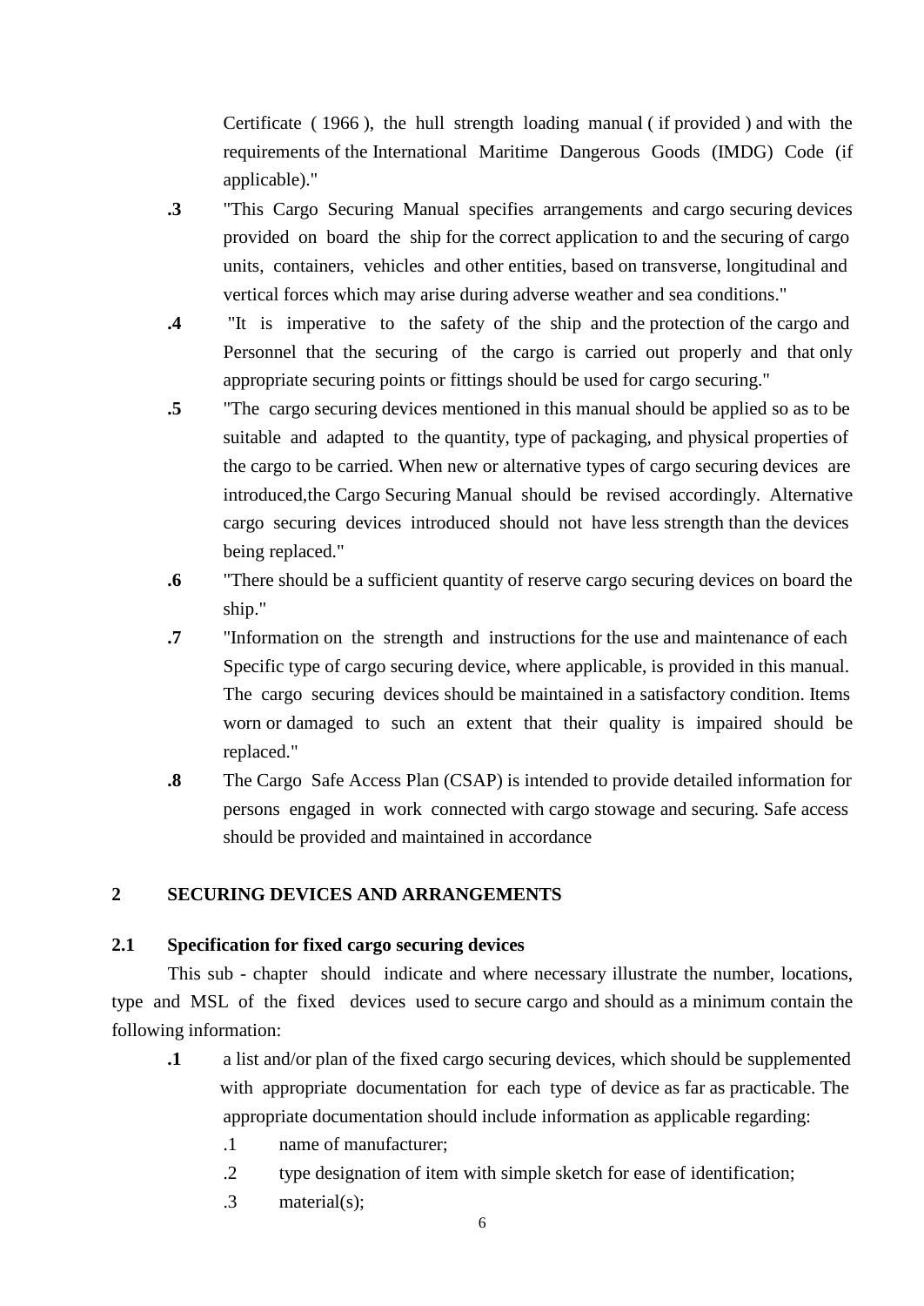Certificate ( 1966 ), the hull strength loading manual ( if provided ) and with the requirements of the International Maritime Dangerous Goods (IMDG) Code (if applicable)."

**.3** "This Cargo Securing Manual specifies arrangements and cargo securing devices provided on board the ship for the correct application to and the securing of cargo units, containers, vehicles and other entities, based on transverse, longitudinal and vertical forces which may arise during adverse weather and sea conditions."

**.4** "It is imperative to the safety of the ship and the protection of the cargo and Personnel that the securing of the cargo is carried out properly and that only appropriate securing points or fittings should be used for cargo securing."

**.5** "The cargo securing devices mentioned in this manual should be applied so as to be suitable and adapted to the quantity, type of packaging, and physical properties of the cargo to be carried. When new or alternative types of cargo securing devices are introduced,the Cargo Securing Manual should be revised accordingly. Alternative cargo securing devices introduced should not have less strength than the devices being replaced."

**.6** "There should be a sufficient quantity of reserve cargo securing devices on board the ship."

**.7** "Information on the strength and instructions for the use and maintenance of each Specific type of cargo securing device, where applicable, is provided in this manual. The cargo securing devices should be maintained in a satisfactory condition. Items worn or damaged to such an extent that their quality is impaired should be replaced."

**.8** The Cargo Safe Access Plan (CSAP) is intended to provide detailed information for persons engaged in work connected with cargo stowage and securing. Safe access should be provided and maintained in accordance

## 2 SECURING DEVICES AND ARRANGEMENTS

### 2.1 Specification for fixed cargo securing devices

This sub - chapter should indicate and where necessary illustrate the number, locations, type and MSL of the fixed devices used to secure cargo and should as a minimum contain the following information:

**.1** a list and/or plan of the fixed cargo securing devices, which should be supplemented with appropriate documentation for each type of device as far as practicable. The appropriate documentation should include information as applicable regarding:

.1 name of manufacturer;

.2 type designation of item with simple sketch for ease of identification;

.3 material(s);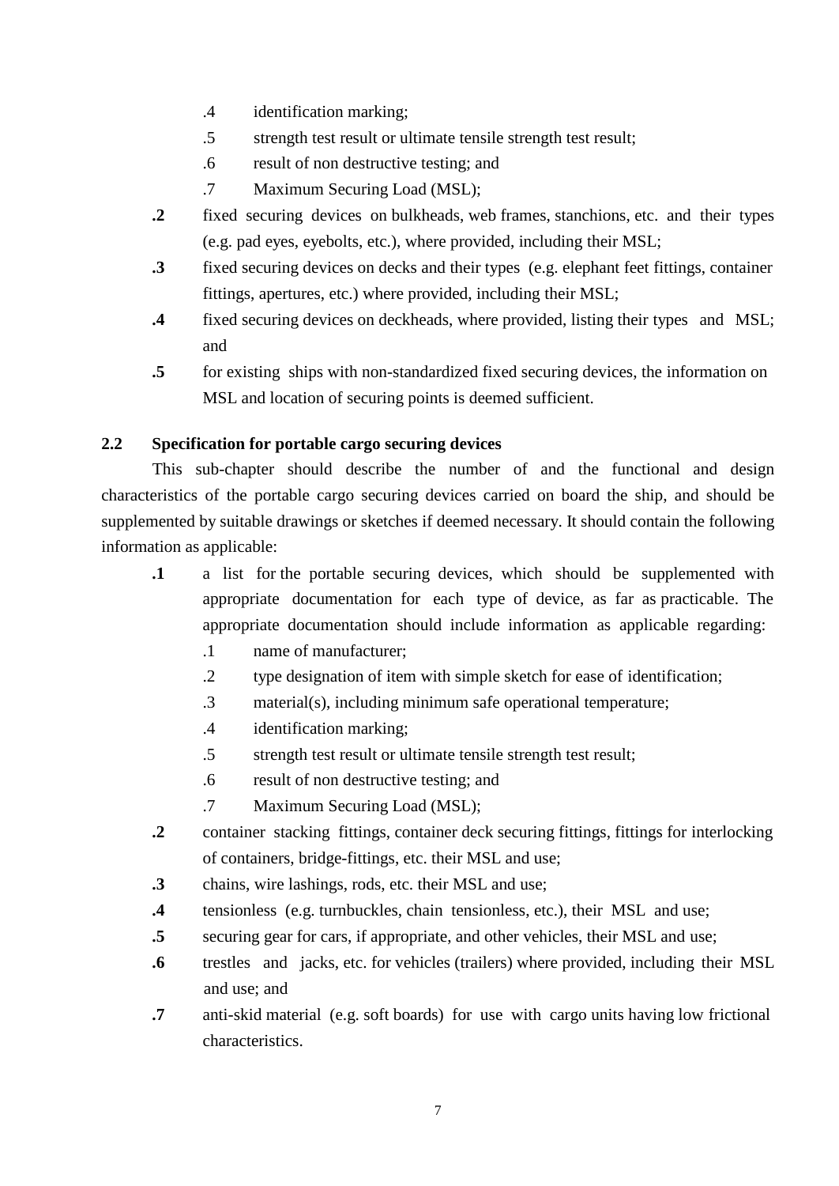- .4 identification marking;
   - .5 strength test result or ultimate tensile strength test result;
   - .6 result of non destructive testing; and
   - .7 Maximum Securing Load (MSL);

**.2** fixed securing devices on bulkheads, web frames, stanchions, etc. and their types (e.g. pad eyes, eyebolts, etc.), where provided, including their MSL;

**.3** fixed securing devices on decks and their types (e.g. elephant feet fittings, container fittings, apertures, etc.) where provided, including their MSL;

**.4** fixed securing devices on deckheads, where provided, listing their types and MSL; and

**.5** for existing ships with non-standardized fixed securing devices, the information on MSL and location of securing points is deemed sufficient.

## 2.2 Specification for portable cargo securing devices

This sub-chapter should describe the number of and the functional and design characteristics of the portable cargo securing devices carried on board the ship, and should be supplemented by suitable drawings or sketches if deemed necessary. It should contain the following information as applicable:

**.1** a list for the portable securing devices, which should be supplemented with appropriate documentation for each type of device, as far as practicable. The appropriate documentation should include information as applicable regarding:

   - .1 name of manufacturer;
   - .2 type designation of item with simple sketch for ease of identification;
   - .3 material(s), including minimum safe operational temperature;
   - .4 identification marking;
   - .5 strength test result or ultimate tensile strength test result;
   - .6 result of non destructive testing; and
   - .7 Maximum Securing Load (MSL);

**.2** container stacking fittings, container deck securing fittings, fittings for interlocking of containers, bridge-fittings, etc. their MSL and use;

**.3** chains, wire lashings, rods, etc. their MSL and use;

**.4** tensionless (e.g. turnbuckles, chain tensionless, etc.), their MSL and use;

**.5** securing gear for cars, if appropriate, and other vehicles, their MSL and use;

**.6** trestles and jacks, etc. for vehicles (trailers) where provided, including their MSL and use; and

**.7** anti-skid material (e.g. soft boards) for use with cargo units having low frictional characteristics.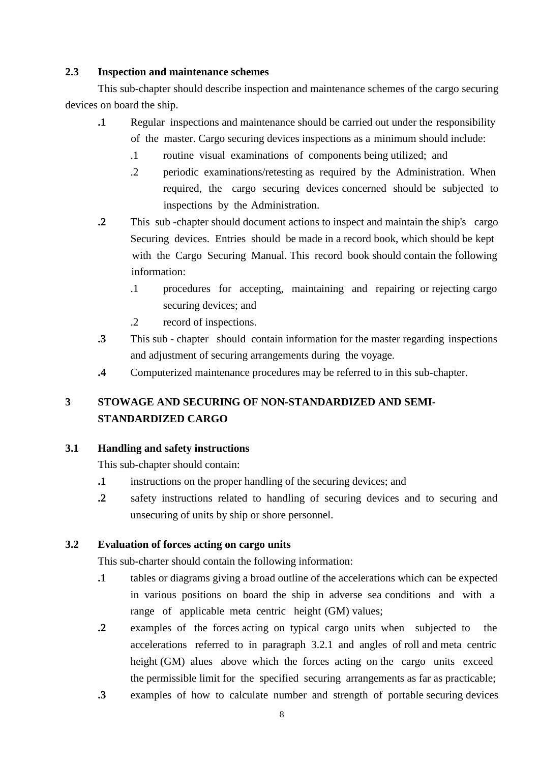### 2.3 Inspection and maintenance schemes

This sub-chapter should describe inspection and maintenance schemes of the cargo securing devices on board the ship.

- **.1** Regular inspections and maintenance should be carried out under the responsibility of the master. Cargo securing devices inspections as a minimum should include:
  - .1 routine visual examinations of components being utilized; and
  - .2 periodic examinations/retesting as required by the Administration. When required, the cargo securing devices concerned should be subjected to inspections by the Administration.
- **.2** This sub -chapter should document actions to inspect and maintain the ship's cargo Securing devices. Entries should be made in a record book, which should be kept with the Cargo Securing Manual. This record book should contain the following information:
  - .1 procedures for accepting, maintaining and repairing or rejecting cargo securing devices; and
  - .2 record of inspections.
- **.3** This sub - chapter should contain information for the master regarding inspections and adjustment of securing arrangements during the voyage.
- **.4** Computerized maintenance procedures may be referred to in this sub-chapter.

## 3 STOWAGE AND SECURING OF NON-STANDARDIZED AND SEMI-STANDARDIZED CARGO

### 3.1 Handling and safety instructions

This sub-chapter should contain:

- **.1** instructions on the proper handling of the securing devices; and
- **.2** safety instructions related to handling of securing devices and to securing and unsecuring of units by ship or shore personnel.

### 3.2 Evaluation of forces acting on cargo units

This sub-charter should contain the following information:

- **.1** tables or diagrams giving a broad outline of the accelerations which can be expected in various positions on board the ship in adverse sea conditions and with a range of applicable meta centric height (GM) values;
- **.2** examples of the forces acting on typical cargo units when subjected to the accelerations referred to in paragraph 3.2.1 and angles of roll and meta centric height (GM) alues above which the forces acting on the cargo units exceed the permissible limit for the specified securing arrangements as far as practicable;
- **.3** examples of how to calculate number and strength of portable securing devices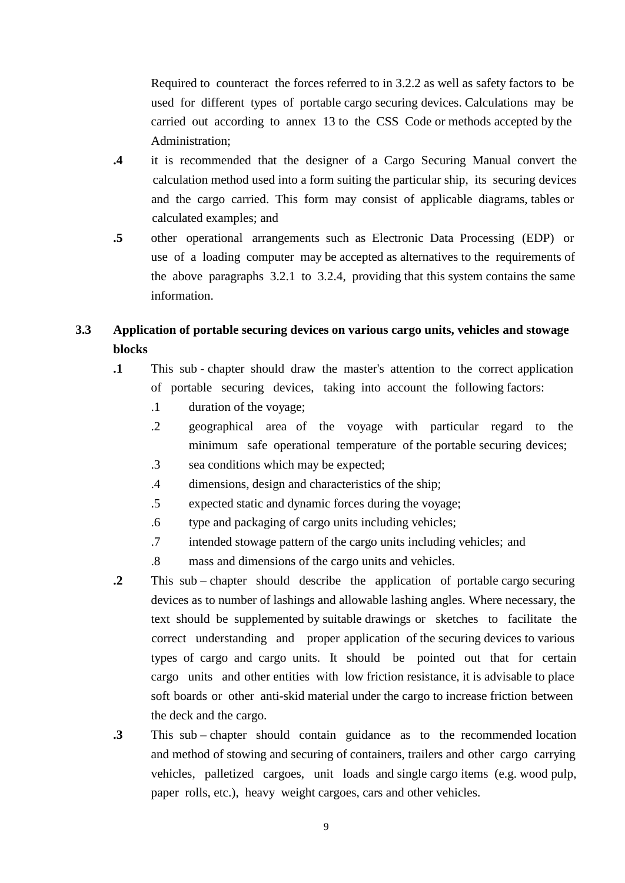Required to counteract the forces referred to in 3.2.2 as well as safety factors to be used for different types of portable cargo securing devices. Calculations may be carried out according to annex 13 to the CSS Code or methods accepted by the Administration;

**.4** it is recommended that the designer of a Cargo Securing Manual convert the calculation method used into a form suiting the particular ship, its securing devices and the cargo carried. This form may consist of applicable diagrams, tables or calculated examples; and

**.5** other operational arrangements such as Electronic Data Processing (EDP) or use of a loading computer may be accepted as alternatives to the requirements of the above paragraphs 3.2.1 to 3.2.4, providing that this system contains the same information.

## 3.3 Application of portable securing devices on various cargo units, vehicles and stowage blocks

**.1** This sub - chapter should draw the master's attention to the correct application of portable securing devices, taking into account the following factors:

- .1 duration of the voyage;
- .2 geographical area of the voyage with particular regard to the minimum safe operational temperature of the portable securing devices;
- .3 sea conditions which may be expected;
- .4 dimensions, design and characteristics of the ship;
- .5 expected static and dynamic forces during the voyage;
- .6 type and packaging of cargo units including vehicles;
- .7 intended stowage pattern of the cargo units including vehicles; and
- .8 mass and dimensions of the cargo units and vehicles.

**.2** This sub – chapter should describe the application of portable cargo securing devices as to number of lashings and allowable lashing angles. Where necessary, the text should be supplemented by suitable drawings or sketches to facilitate the correct understanding and proper application of the securing devices to various types of cargo and cargo units. It should be pointed out that for certain cargo units and other entities with low friction resistance, it is advisable to place soft boards or other anti-skid material under the cargo to increase friction between the deck and the cargo.

**.3** This sub – chapter should contain guidance as to the recommended location and method of stowing and securing of containers, trailers and other cargo carrying vehicles, palletized cargoes, unit loads and single cargo items (e.g. wood pulp, paper rolls, etc.), heavy weight cargoes, cars and other vehicles.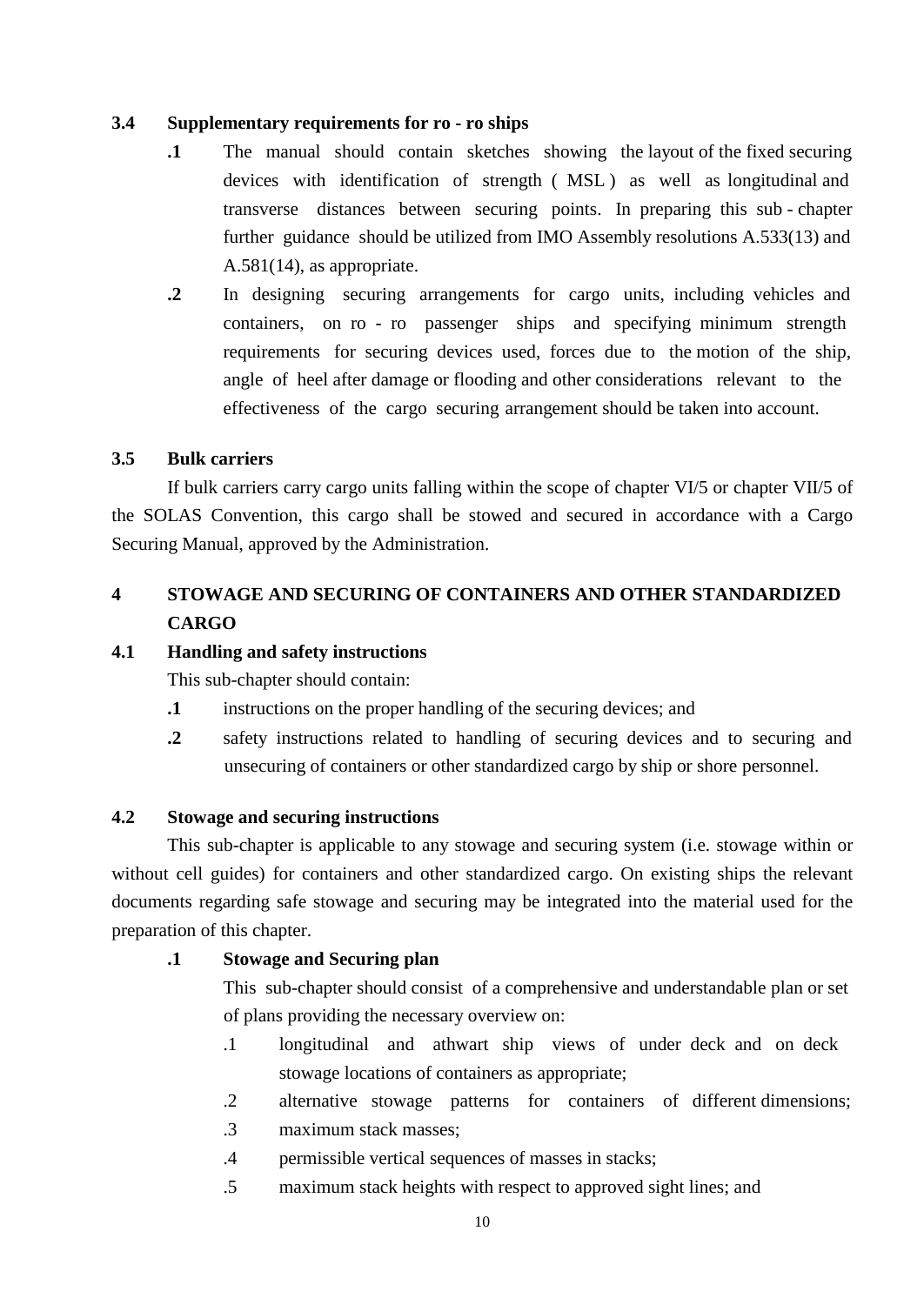### 3.4 Supplementary requirements for ro - ro ships

**.1** The manual should contain sketches showing the layout of the fixed securing devices with identification of strength ( MSL ) as well as longitudinal and transverse distances between securing points. In preparing this sub - chapter further guidance should be utilized from IMO Assembly resolutions A.533(13) and A.581(14), as appropriate.

**.2** In designing securing arrangements for cargo units, including vehicles and containers, on ro - ro passenger ships and specifying minimum strength requirements for securing devices used, forces due to the motion of the ship, angle of heel after damage or flooding and other considerations relevant to the effectiveness of the cargo securing arrangement should be taken into account.

### 3.5 Bulk carriers

If bulk carriers carry cargo units falling within the scope of chapter VI/5 or chapter VII/5 of the SOLAS Convention, this cargo shall be stowed and secured in accordance with a Cargo Securing Manual, approved by the Administration.

## 4 STOWAGE AND SECURING OF CONTAINERS AND OTHER STANDARDIZED CARGO

### 4.1 Handling and safety instructions

This sub-chapter should contain:

**.1** instructions on the proper handling of the securing devices; and

**.2** safety instructions related to handling of securing devices and to securing and unsecuring of containers or other standardized cargo by ship or shore personnel.

### 4.2 Stowage and securing instructions

This sub-chapter is applicable to any stowage and securing system (i.e. stowage within or without cell guides) for containers and other standardized cargo. On existing ships the relevant documents regarding safe stowage and securing may be integrated into the material used for the preparation of this chapter.

**.1 Stowage and Securing plan**

This sub-chapter should consist of a comprehensive and understandable plan or set of plans providing the necessary overview on:

.1 longitudinal and athwart ship views of under deck and on deck stowage locations of containers as appropriate;

.2 alternative stowage patterns for containers of different dimensions;

.3 maximum stack masses;

.4 permissible vertical sequences of masses in stacks;

.5 maximum stack heights with respect to approved sight lines; and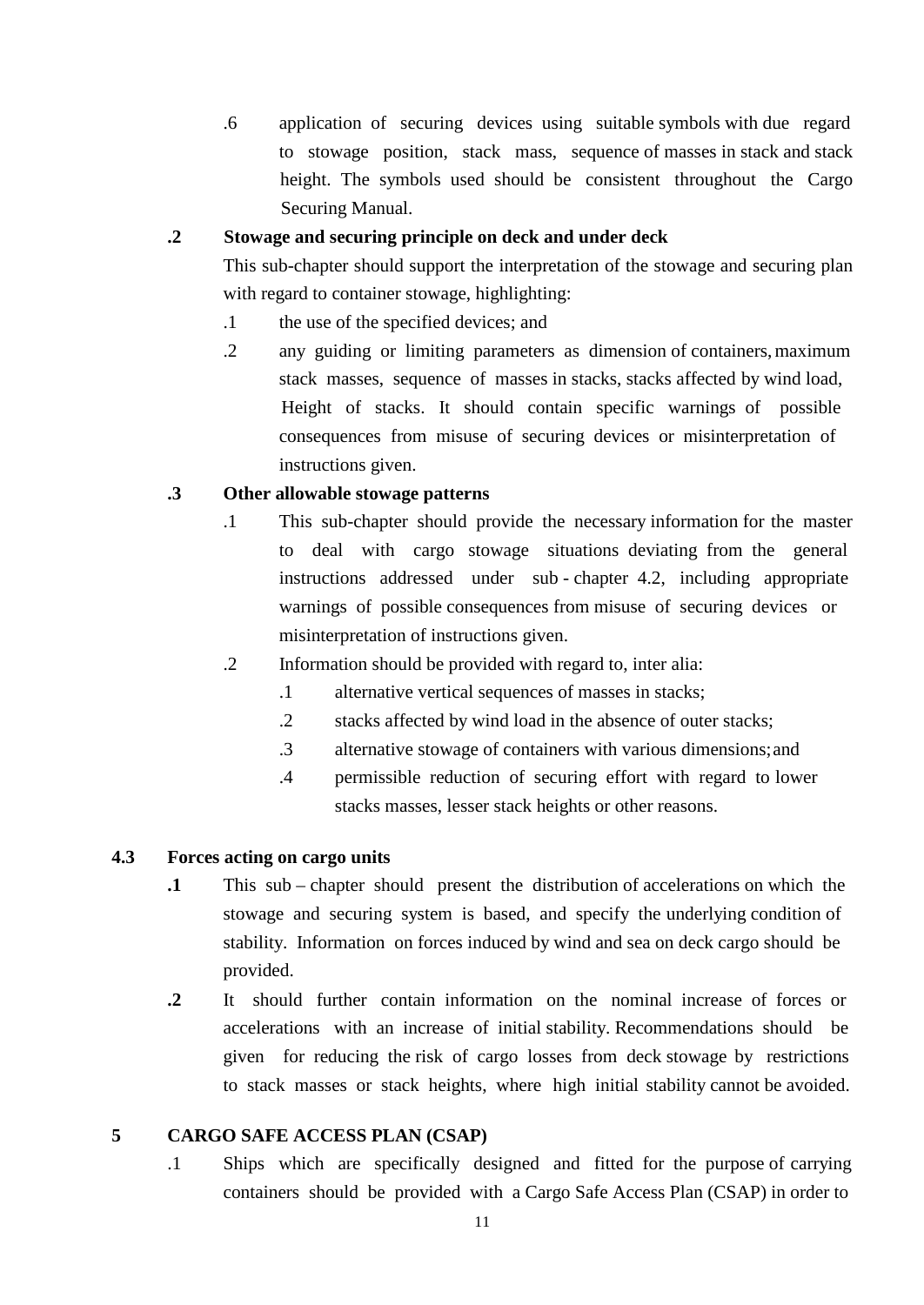.6 application of securing devices using suitable symbols with due regard to stowage position, stack mass, sequence of masses in stack and stack height. The symbols used should be consistent throughout the Cargo Securing Manual.

**.2 Stowage and securing principle on deck and under deck**

This sub-chapter should support the interpretation of the stowage and securing plan with regard to container stowage, highlighting:

.1 the use of the specified devices; and

.2 any guiding or limiting parameters as dimension of containers, maximum stack masses, sequence of masses in stacks, stacks affected by wind load, Height of stacks. It should contain specific warnings of possible consequences from misuse of securing devices or misinterpretation of instructions given.

**.3 Other allowable stowage patterns**

.1 This sub-chapter should provide the necessary information for the master to deal with cargo stowage situations deviating from the general instructions addressed under sub - chapter 4.2, including appropriate warnings of possible consequences from misuse of securing devices or misinterpretation of instructions given.

.2 Information should be provided with regard to, inter alia:

.1 alternative vertical sequences of masses in stacks;

.2 stacks affected by wind load in the absence of outer stacks;

.3 alternative stowage of containers with various dimensions; and

.4 permissible reduction of securing effort with regard to lower stacks masses, lesser stack heights or other reasons.

**4.3 Forces acting on cargo units**

**.1** This sub – chapter should present the distribution of accelerations on which the stowage and securing system is based, and specify the underlying condition of stability. Information on forces induced by wind and sea on deck cargo should be provided.

**.2** It should further contain information on the nominal increase of forces or accelerations with an increase of initial stability. Recommendations should be given for reducing the risk of cargo losses from deck stowage by restrictions to stack masses or stack heights, where high initial stability cannot be avoided.

**5 CARGO SAFE ACCESS PLAN (CSAP)**

.1 Ships which are specifically designed and fitted for the purpose of carrying containers should be provided with a Cargo Safe Access Plan (CSAP) in order to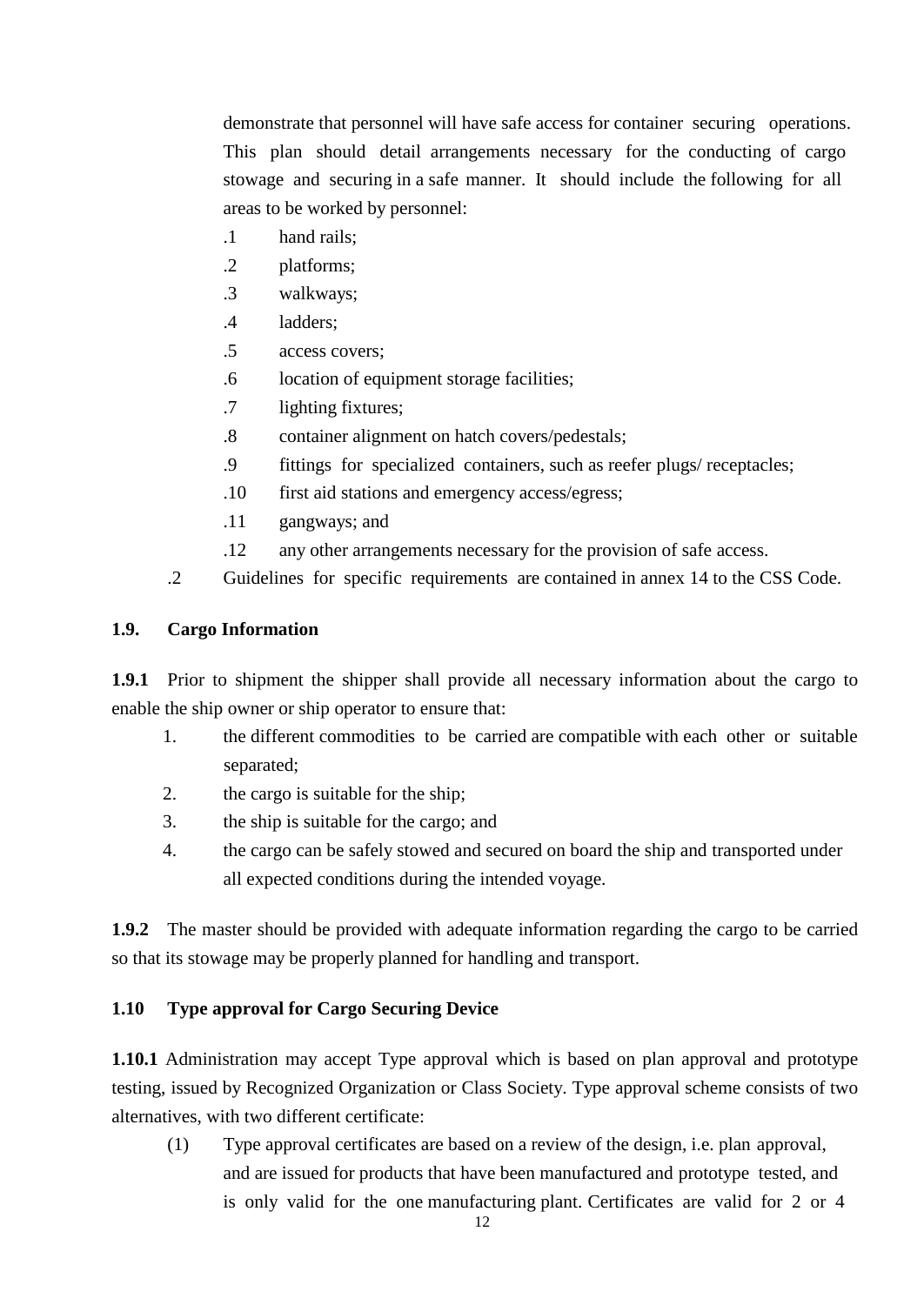demonstrate that personnel will have safe access for container securing operations. This plan should detail arrangements necessary for the conducting of cargo stowage and securing in a safe manner. It should include the following for all areas to be worked by personnel:

.1 hand rails;

.2 platforms;

.3 walkways;

.4 ladders;

.5 access covers;

.6 location of equipment storage facilities;

.7 lighting fixtures;

.8 container alignment on hatch covers/pedestals;

.9 fittings for specialized containers, such as reefer plugs/ receptacles;

.10 first aid stations and emergency access/egress;

.11 gangways; and

.12 any other arrangements necessary for the provision of safe access.

.2 Guidelines for specific requirements are contained in annex 14 to the CSS Code.

### 1.9. Cargo Information

**1.9.1** Prior to shipment the shipper shall provide all necessary information about the cargo to enable the ship owner or ship operator to ensure that:

1. the different commodities to be carried are compatible with each other or suitable separated;
2. the cargo is suitable for the ship;
3. the ship is suitable for the cargo; and
4. the cargo can be safely stowed and secured on board the ship and transported under all expected conditions during the intended voyage.

**1.9.2** The master should be provided with adequate information regarding the cargo to be carried so that its stowage may be properly planned for handling and transport.

### 1.10 Type approval for Cargo Securing Device

**1.10.1** Administration may accept Type approval which is based on plan approval and prototype testing, issued by Recognized Organization or Class Society. Type approval scheme consists of two alternatives, with two different certificate:

(1) Type approval certificates are based on a review of the design, i.e. plan approval, and are issued for products that have been manufactured and prototype tested, and is only valid for the one manufacturing plant. Certificates are valid for 2 or 4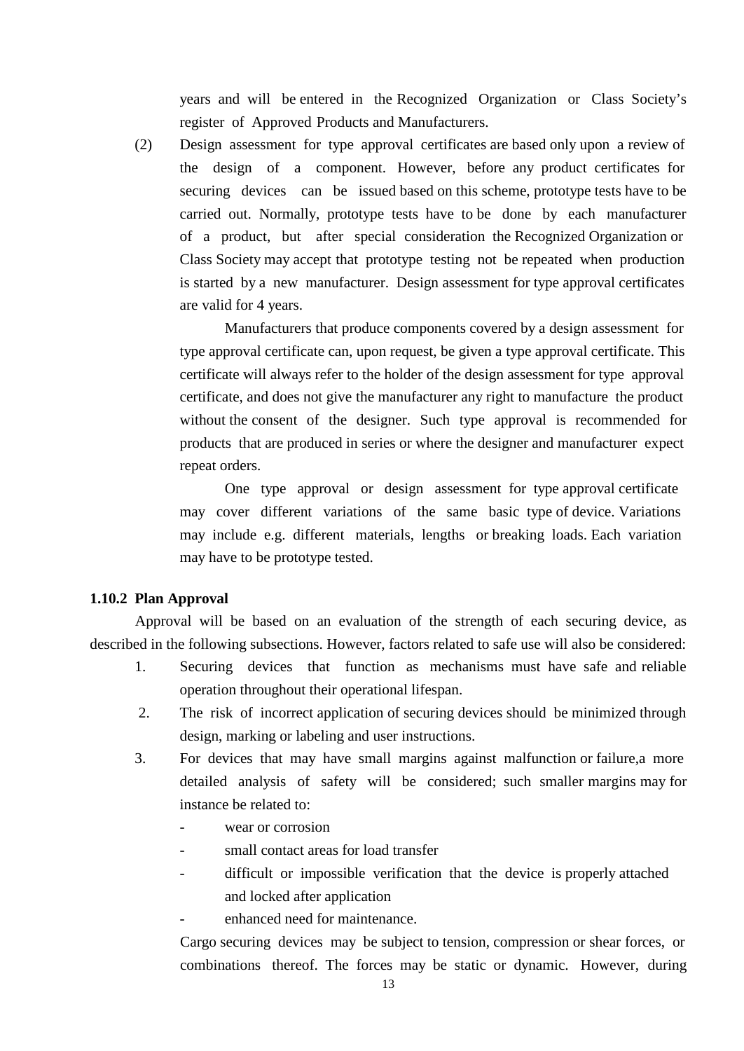years and will be entered in the Recognized Organization or Class Society's register of Approved Products and Manufacturers.

(2) Design assessment for type approval certificates are based only upon a review of the design of a component. However, before any product certificates for securing devices can be issued based on this scheme, prototype tests have to be carried out. Normally, prototype tests have to be done by each manufacturer of a product, but after special consideration the Recognized Organization or Class Society may accept that prototype testing not be repeated when production is started by a new manufacturer. Design assessment for type approval certificates are valid for 4 years.

Manufacturers that produce components covered by a design assessment for type approval certificate can, upon request, be given a type approval certificate. This certificate will always refer to the holder of the design assessment for type approval certificate, and does not give the manufacturer any right to manufacture the product without the consent of the designer. Such type approval is recommended for products that are produced in series or where the designer and manufacturer expect repeat orders.

One type approval or design assessment for type approval certificate may cover different variations of the same basic type of device. Variations may include e.g. different materials, lengths or breaking loads. Each variation may have to be prototype tested.

### 1.10.2 Plan Approval

Approval will be based on an evaluation of the strength of each securing device, as described in the following subsections. However, factors related to safe use will also be considered:

1. Securing devices that function as mechanisms must have safe and reliable operation throughout their operational lifespan.
2. The risk of incorrect application of securing devices should be minimized through design, marking or labeling and user instructions.
3. For devices that may have small margins against malfunction or failure,a more detailed analysis of safety will be considered; such smaller margins may for instance be related to:
   - wear or corrosion
   - small contact areas for load transfer
   - difficult or impossible verification that the device is properly attached and locked after application
   - enhanced need for maintenance.

   Cargo securing devices may be subject to tension, compression or shear forces, or combinations thereof. The forces may be static or dynamic. However, during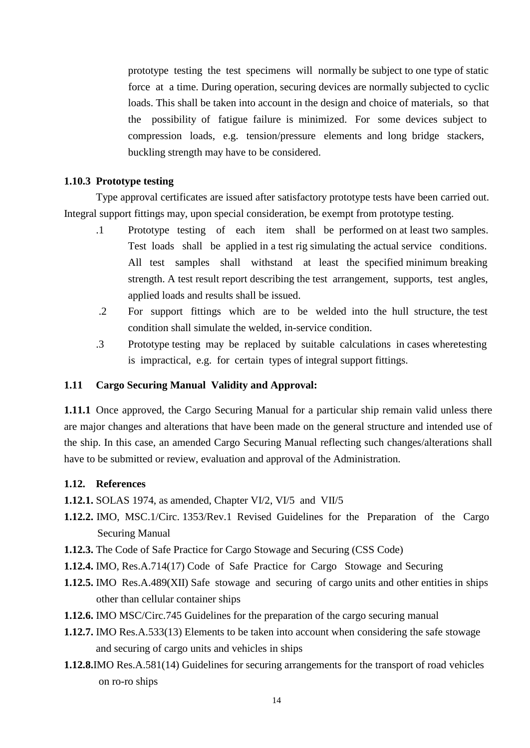prototype testing the test specimens will normally be subject to one type of static force at a time. During operation, securing devices are normally subjected to cyclic loads. This shall be taken into account in the design and choice of materials, so that the possibility of fatigue failure is minimized. For some devices subject to compression loads, e.g. tension/pressure elements and long bridge stackers, buckling strength may have to be considered.

**1.10.3 Prototype testing**

Type approval certificates are issued after satisfactory prototype tests have been carried out. Integral support fittings may, upon special consideration, be exempt from prototype testing.

.1 Prototype testing of each item shall be performed on at least two samples. Test loads shall be applied in a test rig simulating the actual service conditions. All test samples shall withstand at least the specified minimum breaking strength. A test result report describing the test arrangement, supports, test angles, applied loads and results shall be issued.

.2 For support fittings which are to be welded into the hull structure, the test condition shall simulate the welded, in-service condition.

.3 Prototype testing may be replaced by suitable calculations in cases wheretesting is impractical, e.g. for certain types of integral support fittings.

**1.11 Cargo Securing Manual Validity and Approval:**

**1.11.1** Once approved, the Cargo Securing Manual for a particular ship remain valid unless there are major changes and alterations that have been made on the general structure and intended use of the ship. In this case, an amended Cargo Securing Manual reflecting such changes/alterations shall have to be submitted or review, evaluation and approval of the Administration.

**1.12. References**

**1.12.1.** SOLAS 1974, as amended, Chapter VI/2, VI/5 and VII/5

**1.12.2.** IMO, MSC.1/Circ. 1353/Rev.1 Revised Guidelines for the Preparation of the Cargo Securing Manual

**1.12.3.** The Code of Safe Practice for Cargo Stowage and Securing (CSS Code)

**1.12.4.** IMO, Res.A.714(17) Code of Safe Practice for Cargo Stowage and Securing

**1.12.5.** IMO Res.A.489(XII) Safe stowage and securing of cargo units and other entities in ships other than cellular container ships

**1.12.6.** IMO MSC/Circ.745 Guidelines for the preparation of the cargo securing manual

**1.12.7.** IMO Res.A.533(13) Elements to be taken into account when considering the safe stowage and securing of cargo units and vehicles in ships

**1.12.8.** IMO Res.A.581(14) Guidelines for securing arrangements for the transport of road vehicles on ro-ro ships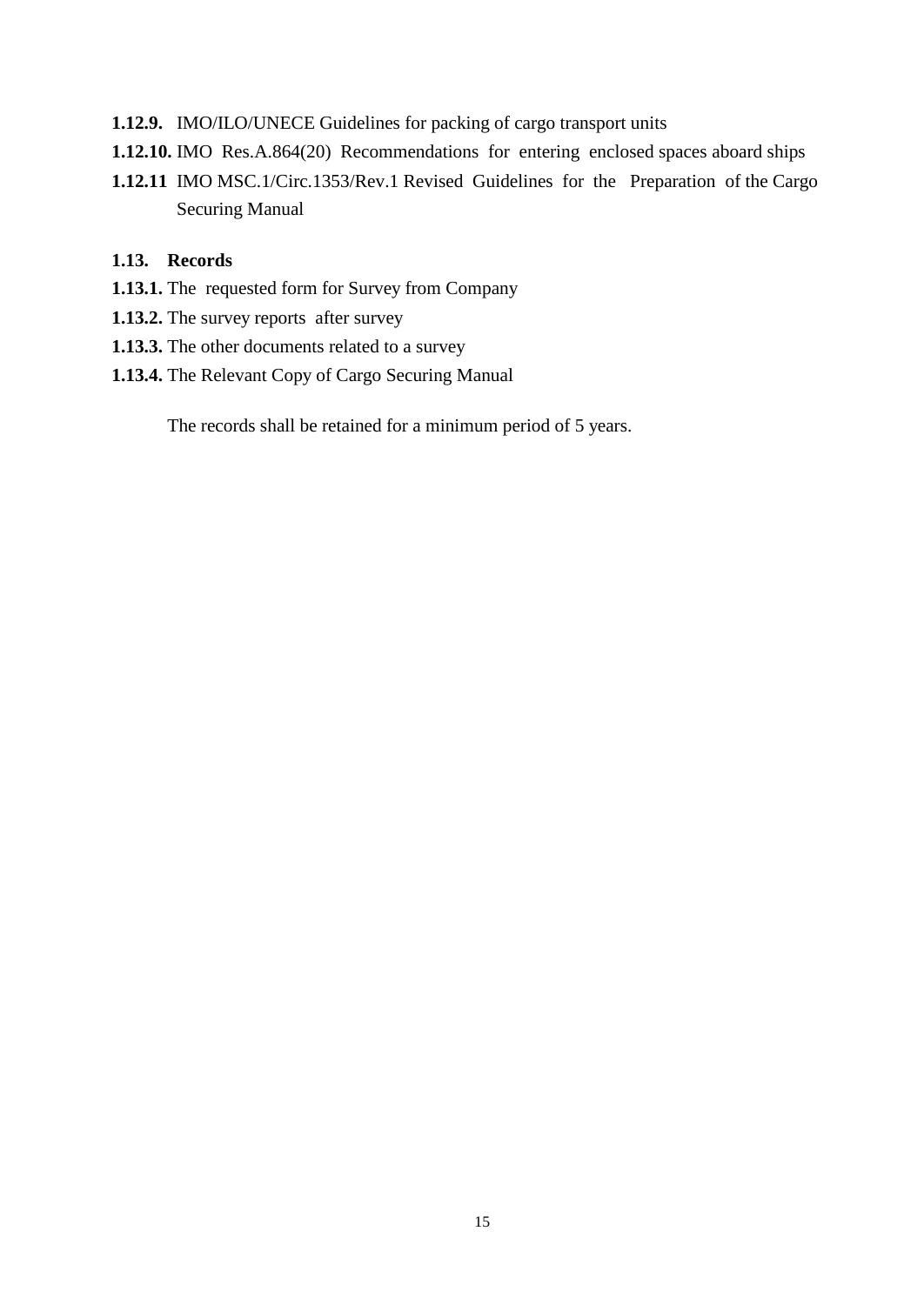**1.12.9.** IMO/ILO/UNECE Guidelines for packing of cargo transport units

**1.12.10.** IMO Res.A.864(20) Recommendations for entering enclosed spaces aboard ships

**1.12.11** IMO MSC.1/Circ.1353/Rev.1 Revised Guidelines for the Preparation of the Cargo Securing Manual

## 1.13. Records

**1.13.1.** The requested form for Survey from Company

**1.13.2.** The survey reports after survey

**1.13.3.** The other documents related to a survey

**1.13.4.** The Relevant Copy of Cargo Securing Manual

The records shall be retained for a minimum period of 5 years.